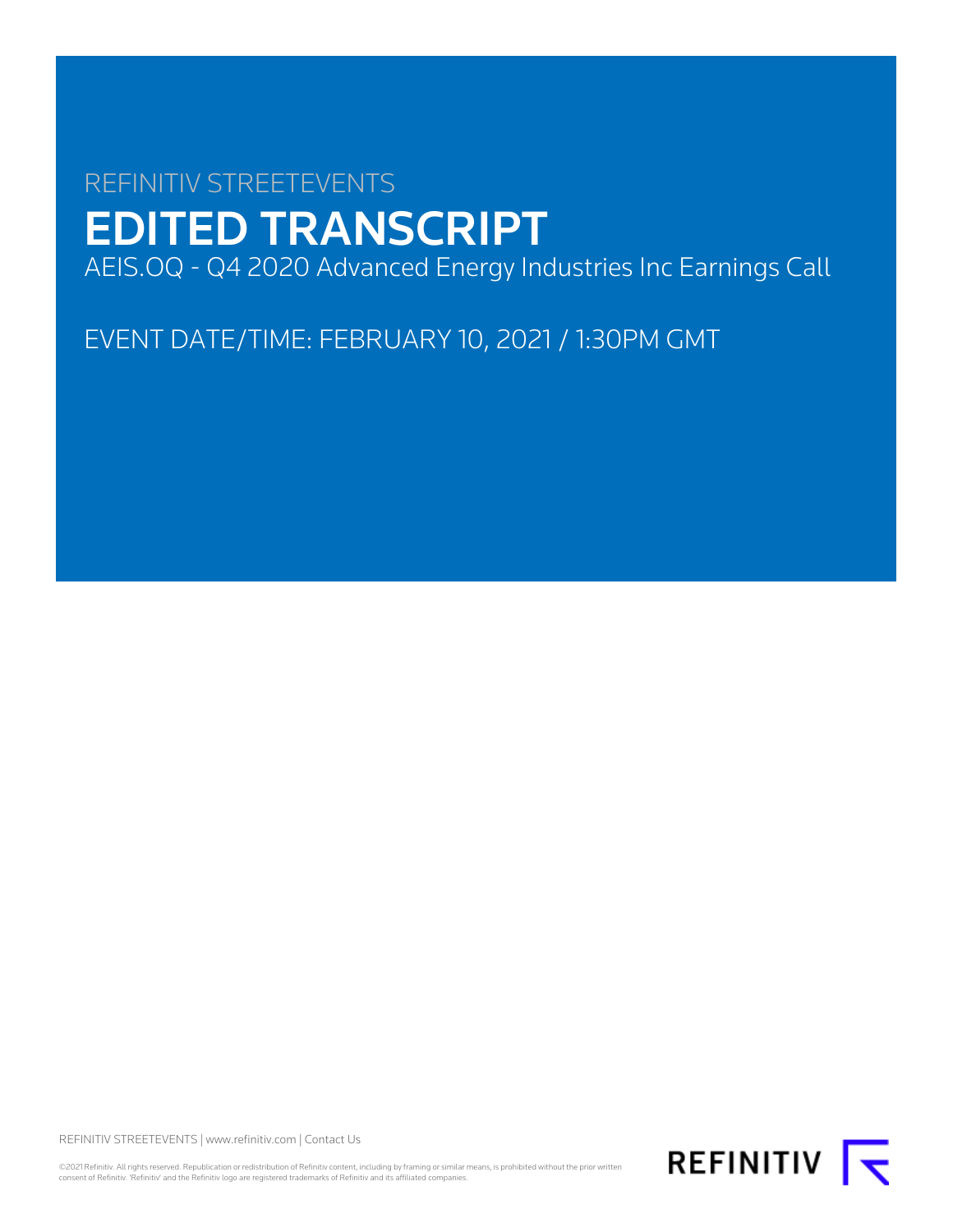REFINITIV STREETEVENTS

# EDITED TRANSCRIPT

AEIS.OQ - Q4 2020 Advanced Energy Industries Inc Earnings Call

EVENT DATE/TIME: FEBRUARY 10, 2021 / 1:30PM GMT

REFINITIV STREETEVENTS | www.refinitiv.com | Contact Us

©2021 Refinitiv. All rights reserved. Republication or redistribution of Refinitiv content, including by framing or similar means, is prohibited without the prior written consent of Refinitiv. 'Refinitiv' and the Refinitiv logo are registered trademarks of Refinitiv and its affiliated companies.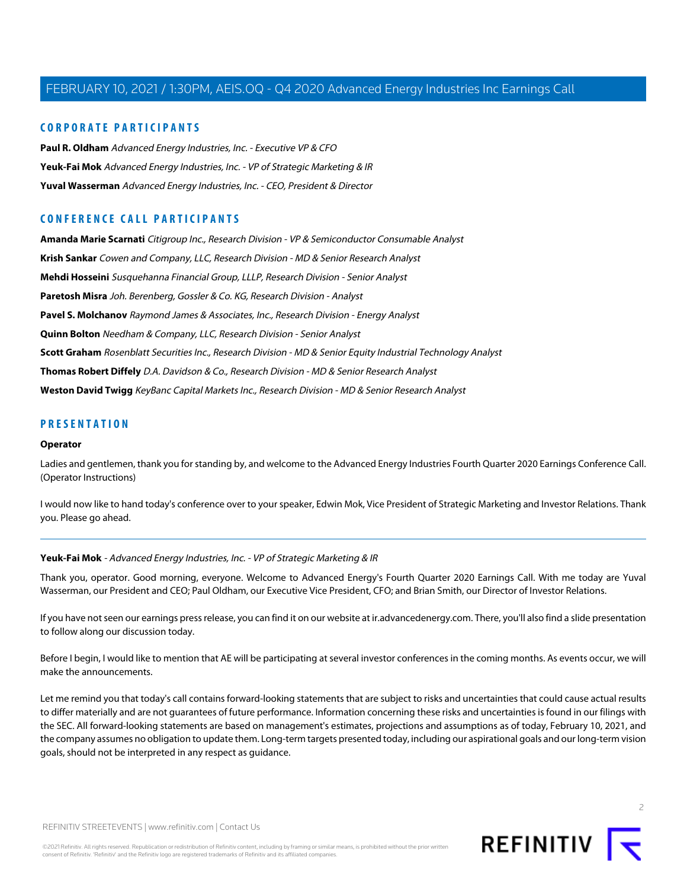## CORPORATE PARTICIPANTS

**Paul R. Oldham** *Advanced Energy Industries, Inc. - Executive VP & CFO*

**Yeuk-Fai Mok** *Advanced Energy Industries, Inc. - VP of Strategic Marketing & IR*

**Yuval Wasserman** *Advanced Energy Industries, Inc. - CEO, President & Director*

## CONFERENCE CALL PARTICIPANTS

**Amanda Marie Scarnati** *Citigroup Inc., Research Division - VP & Semiconductor Consumable Analyst*

**Krish Sankar** *Cowen and Company, LLC, Research Division - MD & Senior Research Analyst*

**Mehdi Hosseini** *Susquehanna Financial Group, LLLP, Research Division - Senior Analyst*

**Paretosh Misra** *Joh. Berenberg, Gossler & Co. KG, Research Division - Analyst*

**Pavel S. Molchanov** *Raymond James & Associates, Inc., Research Division - Energy Analyst*

**Quinn Bolton** *Needham & Company, LLC, Research Division - Senior Analyst*

**Scott Graham** *Rosenblatt Securities Inc., Research Division - MD & Senior Equity Industrial Technology Analyst*

**Thomas Robert Diffely** *D.A. Davidson & Co., Research Division - MD & Senior Research Analyst*

**Weston David Twigg** *KeyBanc Capital Markets Inc., Research Division - MD & Senior Research Analyst*

## PRESENTATION

**Operator**

Ladies and gentlemen, thank you for standing by, and welcome to the Advanced Energy Industries Fourth Quarter 2020 Earnings Conference Call. (Operator Instructions)

I would now like to hand today's conference over to your speaker, Edwin Mok, Vice President of Strategic Marketing and Investor Relations. Thank you. Please go ahead.

---

**Yeuk-Fai Mok** - *Advanced Energy Industries, Inc. - VP of Strategic Marketing & IR*

Thank you, operator. Good morning, everyone. Welcome to Advanced Energy's Fourth Quarter 2020 Earnings Call. With me today are Yuval Wasserman, our President and CEO; Paul Oldham, our Executive Vice President, CFO; and Brian Smith, our Director of Investor Relations.

If you have not seen our earnings press release, you can find it on our website at ir.advancedenergy.com. There, you'll also find a slide presentation to follow along our discussion today.

Before I begin, I would like to mention that AE will be participating at several investor conferences in the coming months. As events occur, we will make the announcements.

Let me remind you that today's call contains forward-looking statements that are subject to risks and uncertainties that could cause actual results to differ materially and are not guarantees of future performance. Information concerning these risks and uncertainties is found in our filings with the SEC. All forward-looking statements are based on management's estimates, projections and assumptions as of today, February 10, 2021, and the company assumes no obligation to update them. Long-term targets presented today, including our aspirational goals and our long-term vision goals, should not be interpreted in any respect as guidance.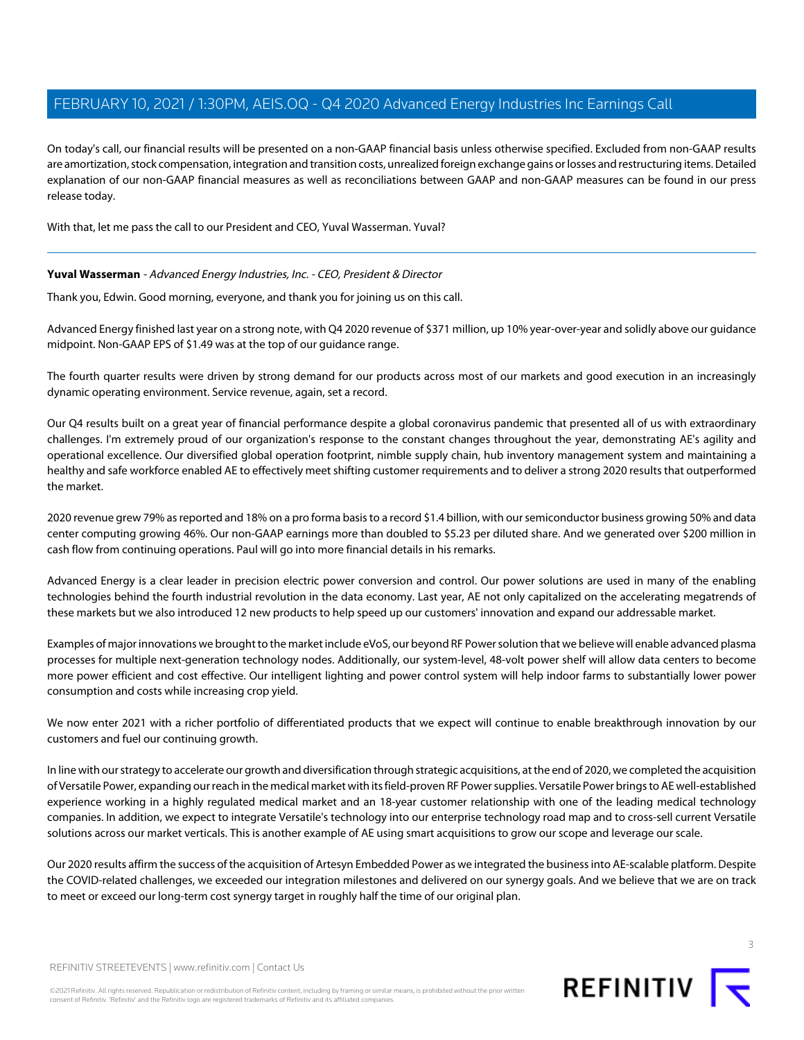On today's call, our financial results will be presented on a non-GAAP financial basis unless otherwise specified. Excluded from non-GAAP results are amortization, stock compensation, integration and transition costs, unrealized foreign exchange gains or losses and restructuring items. Detailed explanation of our non-GAAP financial measures as well as reconciliations between GAAP and non-GAAP measures can be found in our press release today.

With that, let me pass the call to our President and CEO, Yuval Wasserman. Yuval?

---

**Yuval Wasserman** - *Advanced Energy Industries, Inc. - CEO, President & Director*

Thank you, Edwin. Good morning, everyone, and thank you for joining us on this call.

Advanced Energy finished last year on a strong note, with Q4 2020 revenue of $371 million, up 10% year-over-year and solidly above our guidance midpoint. Non-GAAP EPS of $1.49 was at the top of our guidance range.

The fourth quarter results were driven by strong demand for our products across most of our markets and good execution in an increasingly dynamic operating environment. Service revenue, again, set a record.

Our Q4 results built on a great year of financial performance despite a global coronavirus pandemic that presented all of us with extraordinary challenges. I'm extremely proud of our organization's response to the constant changes throughout the year, demonstrating AE's agility and operational excellence. Our diversified global operation footprint, nimble supply chain, hub inventory management system and maintaining a healthy and safe workforce enabled AE to effectively meet shifting customer requirements and to deliver a strong 2020 results that outperformed the market.

2020 revenue grew 79% as reported and 18% on a pro forma basis to a record $1.4 billion, with our semiconductor business growing 50% and data center computing growing 46%. Our non-GAAP earnings more than doubled to $5.23 per diluted share. And we generated over $200 million in cash flow from continuing operations. Paul will go into more financial details in his remarks.

Advanced Energy is a clear leader in precision electric power conversion and control. Our power solutions are used in many of the enabling technologies behind the fourth industrial revolution in the data economy. Last year, AE not only capitalized on the accelerating megatrends of these markets but we also introduced 12 new products to help speed up our customers' innovation and expand our addressable market.

Examples of major innovations we brought to the market include eVoS, our beyond RF Power solution that we believe will enable advanced plasma processes for multiple next-generation technology nodes. Additionally, our system-level, 48-volt power shelf will allow data centers to become more power efficient and cost effective. Our intelligent lighting and power control system will help indoor farms to substantially lower power consumption and costs while increasing crop yield.

We now enter 2021 with a richer portfolio of differentiated products that we expect will continue to enable breakthrough innovation by our customers and fuel our continuing growth.

In line with our strategy to accelerate our growth and diversification through strategic acquisitions, at the end of 2020, we completed the acquisition of Versatile Power, expanding our reach in the medical market with its field-proven RF Power supplies. Versatile Power brings to AE well-established experience working in a highly regulated medical market and an 18-year customer relationship with one of the leading medical technology companies. In addition, we expect to integrate Versatile's technology into our enterprise technology road map and to cross-sell current Versatile solutions across our market verticals. This is another example of AE using smart acquisitions to grow our scope and leverage our scale.

Our 2020 results affirm the success of the acquisition of Artesyn Embedded Power as we integrated the business into AE-scalable platform. Despite the COVID-related challenges, we exceeded our integration milestones and delivered on our synergy goals. And we believe that we are on track to meet or exceed our long-term cost synergy target in roughly half the time of our original plan.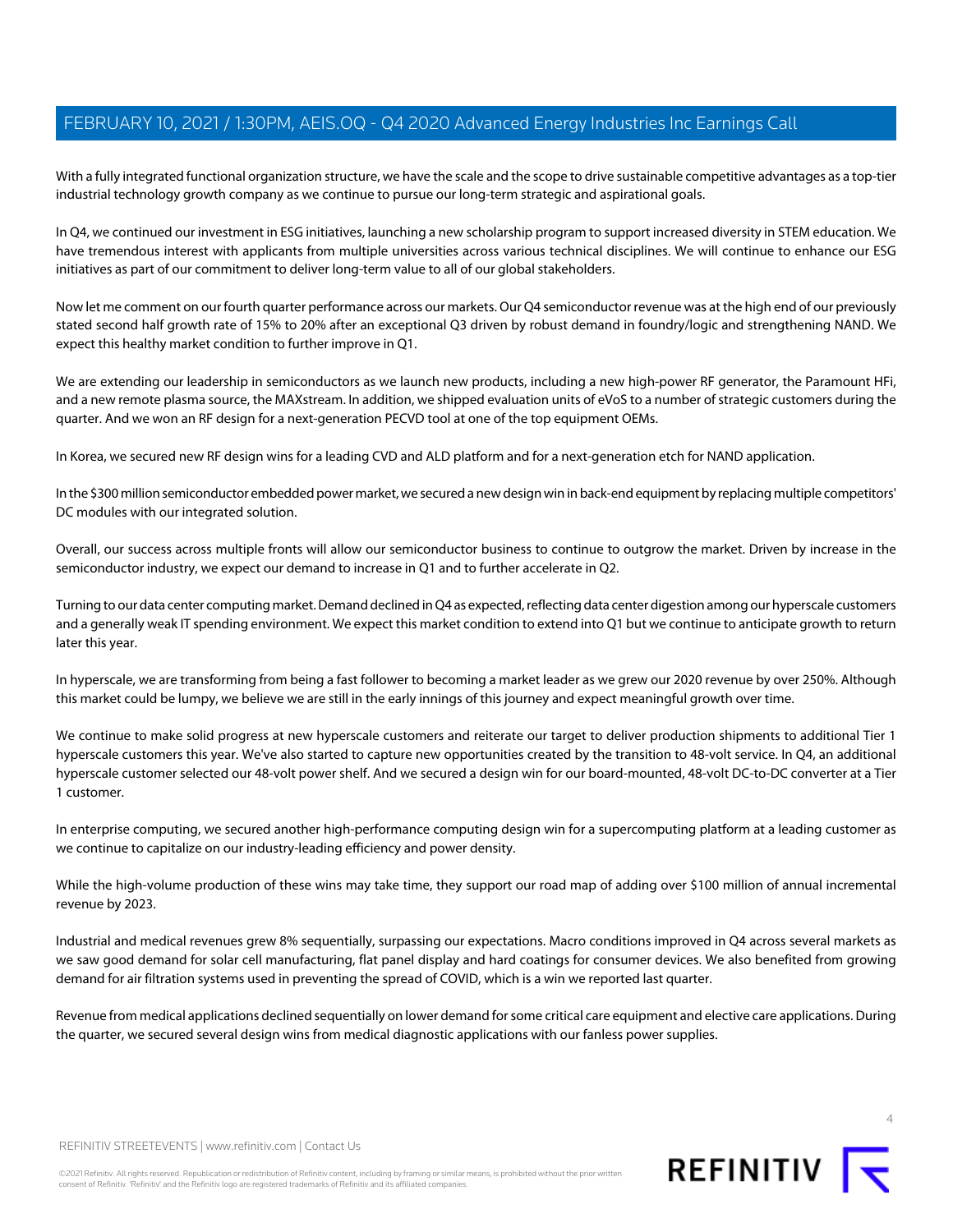With a fully integrated functional organization structure, we have the scale and the scope to drive sustainable competitive advantages as a top-tier industrial technology growth company as we continue to pursue our long-term strategic and aspirational goals.

In Q4, we continued our investment in ESG initiatives, launching a new scholarship program to support increased diversity in STEM education. We have tremendous interest with applicants from multiple universities across various technical disciplines. We will continue to enhance our ESG initiatives as part of our commitment to deliver long-term value to all of our global stakeholders.

Now let me comment on our fourth quarter performance across our markets. Our Q4 semiconductor revenue was at the high end of our previously stated second half growth rate of 15% to 20% after an exceptional Q3 driven by robust demand in foundry/logic and strengthening NAND. We expect this healthy market condition to further improve in Q1.

We are extending our leadership in semiconductors as we launch new products, including a new high-power RF generator, the Paramount HFi, and a new remote plasma source, the MAXstream. In addition, we shipped evaluation units of eVoS to a number of strategic customers during the quarter. And we won an RF design for a next-generation PECVD tool at one of the top equipment OEMs.

In Korea, we secured new RF design wins for a leading CVD and ALD platform and for a next-generation etch for NAND application.

In the $300 million semiconductor embedded power market, we secured a new design win in back-end equipment by replacing multiple competitors' DC modules with our integrated solution.

Overall, our success across multiple fronts will allow our semiconductor business to continue to outgrow the market. Driven by increase in the semiconductor industry, we expect our demand to increase in Q1 and to further accelerate in Q2.

Turning to our data center computing market. Demand declined in Q4 as expected, reflecting data center digestion among our hyperscale customers and a generally weak IT spending environment. We expect this market condition to extend into Q1 but we continue to anticipate growth to return later this year.

In hyperscale, we are transforming from being a fast follower to becoming a market leader as we grew our 2020 revenue by over 250%. Although this market could be lumpy, we believe we are still in the early innings of this journey and expect meaningful growth over time.

We continue to make solid progress at new hyperscale customers and reiterate our target to deliver production shipments to additional Tier 1 hyperscale customers this year. We've also started to capture new opportunities created by the transition to 48-volt service. In Q4, an additional hyperscale customer selected our 48-volt power shelf. And we secured a design win for our board-mounted, 48-volt DC-to-DC converter at a Tier 1 customer.

In enterprise computing, we secured another high-performance computing design win for a supercomputing platform at a leading customer as we continue to capitalize on our industry-leading efficiency and power density.

While the high-volume production of these wins may take time, they support our road map of adding over $100 million of annual incremental revenue by 2023.

Industrial and medical revenues grew 8% sequentially, surpassing our expectations. Macro conditions improved in Q4 across several markets as we saw good demand for solar cell manufacturing, flat panel display and hard coatings for consumer devices. We also benefited from growing demand for air filtration systems used in preventing the spread of COVID, which is a win we reported last quarter.

Revenue from medical applications declined sequentially on lower demand for some critical care equipment and elective care applications. During the quarter, we secured several design wins from medical diagnostic applications with our fanless power supplies.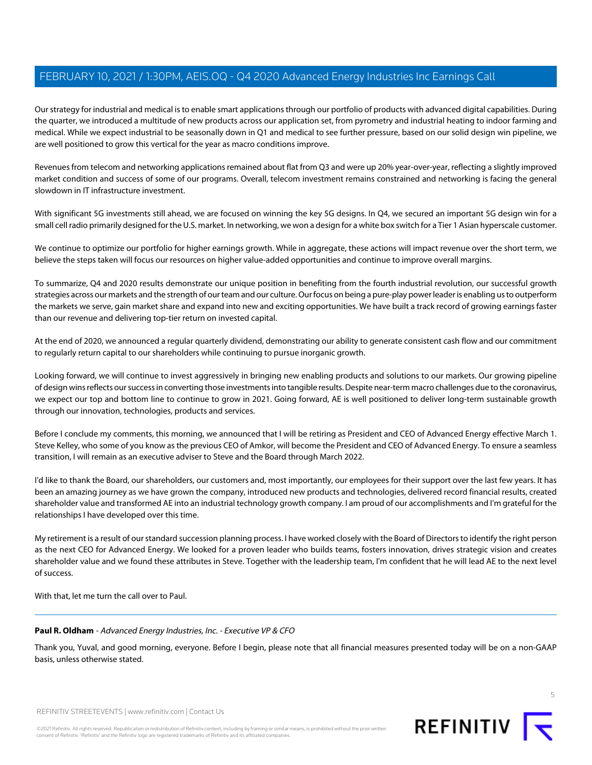Our strategy for industrial and medical is to enable smart applications through our portfolio of products with advanced digital capabilities. During the quarter, we introduced a multitude of new products across our application set, from pyrometry and industrial heating to indoor farming and medical. While we expect industrial to be seasonally down in Q1 and medical to see further pressure, based on our solid design win pipeline, we are well positioned to grow this vertical for the year as macro conditions improve.

Revenues from telecom and networking applications remained about flat from Q3 and were up 20% year-over-year, reflecting a slightly improved market condition and success of some of our programs. Overall, telecom investment remains constrained and networking is facing the general slowdown in IT infrastructure investment.

With significant 5G investments still ahead, we are focused on winning the key 5G designs. In Q4, we secured an important 5G design win for a small cell radio primarily designed for the U.S. market. In networking, we won a design for a white box switch for a Tier 1 Asian hyperscale customer.

We continue to optimize our portfolio for higher earnings growth. While in aggregate, these actions will impact revenue over the short term, we believe the steps taken will focus our resources on higher value-added opportunities and continue to improve overall margins.

To summarize, Q4 and 2020 results demonstrate our unique position in benefiting from the fourth industrial revolution, our successful growth strategies across our markets and the strength of our team and our culture. Our focus on being a pure-play power leader is enabling us to outperform the markets we serve, gain market share and expand into new and exciting opportunities. We have built a track record of growing earnings faster than our revenue and delivering top-tier return on invested capital.

At the end of 2020, we announced a regular quarterly dividend, demonstrating our ability to generate consistent cash flow and our commitment to regularly return capital to our shareholders while continuing to pursue inorganic growth.

Looking forward, we will continue to invest aggressively in bringing new enabling products and solutions to our markets. Our growing pipeline of design wins reflects our success in converting those investments into tangible results. Despite near-term macro challenges due to the coronavirus, we expect our top and bottom line to continue to grow in 2021. Going forward, AE is well positioned to deliver long-term sustainable growth through our innovation, technologies, products and services.

Before I conclude my comments, this morning, we announced that I will be retiring as President and CEO of Advanced Energy effective March 1. Steve Kelley, who some of you know as the previous CEO of Amkor, will become the President and CEO of Advanced Energy. To ensure a seamless transition, I will remain as an executive adviser to Steve and the Board through March 2022.

I'd like to thank the Board, our shareholders, our customers and, most importantly, our employees for their support over the last few years. It has been an amazing journey as we have grown the company, introduced new products and technologies, delivered record financial results, created shareholder value and transformed AE into an industrial technology growth company. I am proud of our accomplishments and I'm grateful for the relationships I have developed over this time.

My retirement is a result of our standard succession planning process. I have worked closely with the Board of Directors to identify the right person as the next CEO for Advanced Energy. We looked for a proven leader who builds teams, fosters innovation, drives strategic vision and creates shareholder value and we found these attributes in Steve. Together with the leadership team, I'm confident that he will lead AE to the next level of success.

With that, let me turn the call over to Paul.

---

**Paul R. Oldham** - *Advanced Energy Industries, Inc. - Executive VP & CFO*

Thank you, Yuval, and good morning, everyone. Before I begin, please note that all financial measures presented today will be on a non-GAAP basis, unless otherwise stated.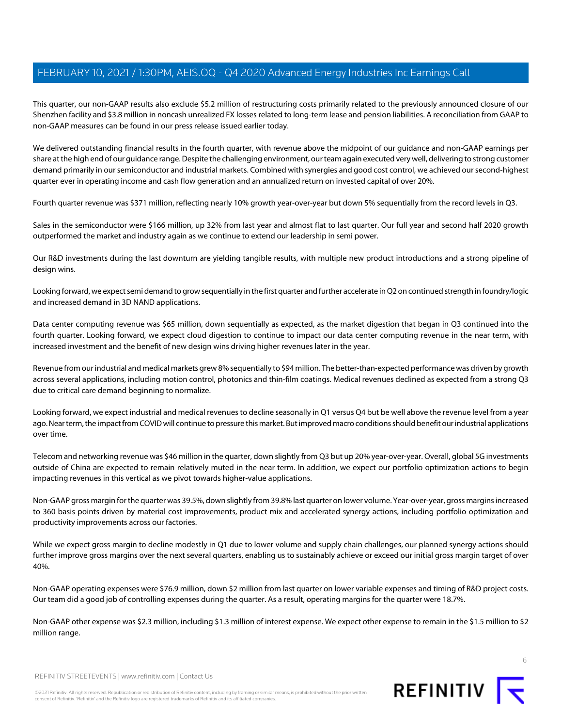This quarter, our non-GAAP results also exclude $5.2 million of restructuring costs primarily related to the previously announced closure of our Shenzhen facility and $3.8 million in noncash unrealized FX losses related to long-term lease and pension liabilities. A reconciliation from GAAP to non-GAAP measures can be found in our press release issued earlier today.

We delivered outstanding financial results in the fourth quarter, with revenue above the midpoint of our guidance and non-GAAP earnings per share at the high end of our guidance range. Despite the challenging environment, our team again executed very well, delivering to strong customer demand primarily in our semiconductor and industrial markets. Combined with synergies and good cost control, we achieved our second-highest quarter ever in operating income and cash flow generation and an annualized return on invested capital of over 20%.

Fourth quarter revenue was $371 million, reflecting nearly 10% growth year-over-year but down 5% sequentially from the record levels in Q3.

Sales in the semiconductor were $166 million, up 32% from last year and almost flat to last quarter. Our full year and second half 2020 growth outperformed the market and industry again as we continue to extend our leadership in semi power.

Our R&D investments during the last downturn are yielding tangible results, with multiple new product introductions and a strong pipeline of design wins.

Looking forward, we expect semi demand to grow sequentially in the first quarter and further accelerate in Q2 on continued strength in foundry/logic and increased demand in 3D NAND applications.

Data center computing revenue was $65 million, down sequentially as expected, as the market digestion that began in Q3 continued into the fourth quarter. Looking forward, we expect cloud digestion to continue to impact our data center computing revenue in the near term, with increased investment and the benefit of new design wins driving higher revenues later in the year.

Revenue from our industrial and medical markets grew 8% sequentially to $94 million. The better-than-expected performance was driven by growth across several applications, including motion control, photonics and thin-film coatings. Medical revenues declined as expected from a strong Q3 due to critical care demand beginning to normalize.

Looking forward, we expect industrial and medical revenues to decline seasonally in Q1 versus Q4 but be well above the revenue level from a year ago. Near term, the impact from COVID will continue to pressure this market. But improved macro conditions should benefit our industrial applications over time.

Telecom and networking revenue was $46 million in the quarter, down slightly from Q3 but up 20% year-over-year. Overall, global 5G investments outside of China are expected to remain relatively muted in the near term. In addition, we expect our portfolio optimization actions to begin impacting revenues in this vertical as we pivot towards higher-value applications.

Non-GAAP gross margin for the quarter was 39.5%, down slightly from 39.8% last quarter on lower volume. Year-over-year, gross margins increased to 360 basis points driven by material cost improvements, product mix and accelerated synergy actions, including portfolio optimization and productivity improvements across our factories.

While we expect gross margin to decline modestly in Q1 due to lower volume and supply chain challenges, our planned synergy actions should further improve gross margins over the next several quarters, enabling us to sustainably achieve or exceed our initial gross margin target of over 40%.

Non-GAAP operating expenses were $76.9 million, down $2 million from last quarter on lower variable expenses and timing of R&D project costs. Our team did a good job of controlling expenses during the quarter. As a result, operating margins for the quarter were 18.7%.

Non-GAAP other expense was $2.3 million, including $1.3 million of interest expense. We expect other expense to remain in the $1.5 million to $2 million range.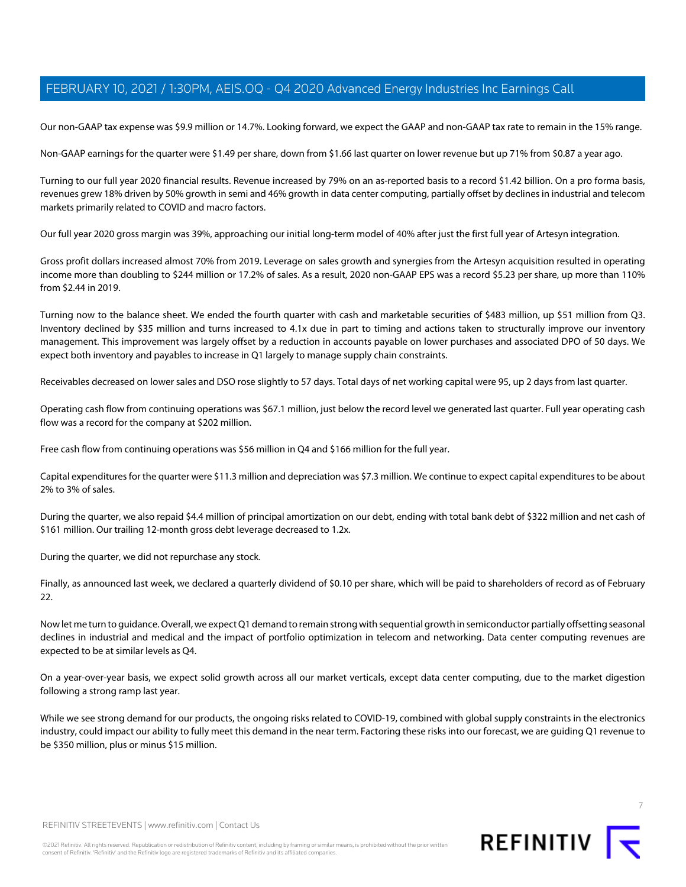Our non-GAAP tax expense was $9.9 million or 14.7%. Looking forward, we expect the GAAP and non-GAAP tax rate to remain in the 15% range.

Non-GAAP earnings for the quarter were $1.49 per share, down from $1.66 last quarter on lower revenue but up 71% from $0.87 a year ago.

Turning to our full year 2020 financial results. Revenue increased by 79% on an as-reported basis to a record $1.42 billion. On a pro forma basis, revenues grew 18% driven by 50% growth in semi and 46% growth in data center computing, partially offset by declines in industrial and telecom markets primarily related to COVID and macro factors.

Our full year 2020 gross margin was 39%, approaching our initial long-term model of 40% after just the first full year of Artesyn integration.

Gross profit dollars increased almost 70% from 2019. Leverage on sales growth and synergies from the Artesyn acquisition resulted in operating income more than doubling to $244 million or 17.2% of sales. As a result, 2020 non-GAAP EPS was a record $5.23 per share, up more than 110% from $2.44 in 2019.

Turning now to the balance sheet. We ended the fourth quarter with cash and marketable securities of $483 million, up $51 million from Q3. Inventory declined by $35 million and turns increased to 4.1x due in part to timing and actions taken to structurally improve our inventory management. This improvement was largely offset by a reduction in accounts payable on lower purchases and associated DPO of 50 days. We expect both inventory and payables to increase in Q1 largely to manage supply chain constraints.

Receivables decreased on lower sales and DSO rose slightly to 57 days. Total days of net working capital were 95, up 2 days from last quarter.

Operating cash flow from continuing operations was $67.1 million, just below the record level we generated last quarter. Full year operating cash flow was a record for the company at $202 million.

Free cash flow from continuing operations was $56 million in Q4 and $166 million for the full year.

Capital expenditures for the quarter were $11.3 million and depreciation was $7.3 million. We continue to expect capital expenditures to be about 2% to 3% of sales.

During the quarter, we also repaid $4.4 million of principal amortization on our debt, ending with total bank debt of $322 million and net cash of $161 million. Our trailing 12-month gross debt leverage decreased to 1.2x.

During the quarter, we did not repurchase any stock.

Finally, as announced last week, we declared a quarterly dividend of $0.10 per share, which will be paid to shareholders of record as of February 22.

Now let me turn to guidance. Overall, we expect Q1 demand to remain strong with sequential growth in semiconductor partially offsetting seasonal declines in industrial and medical and the impact of portfolio optimization in telecom and networking. Data center computing revenues are expected to be at similar levels as Q4.

On a year-over-year basis, we expect solid growth across all our market verticals, except data center computing, due to the market digestion following a strong ramp last year.

While we see strong demand for our products, the ongoing risks related to COVID-19, combined with global supply constraints in the electronics industry, could impact our ability to fully meet this demand in the near term. Factoring these risks into our forecast, we are guiding Q1 revenue to be $350 million, plus or minus $15 million.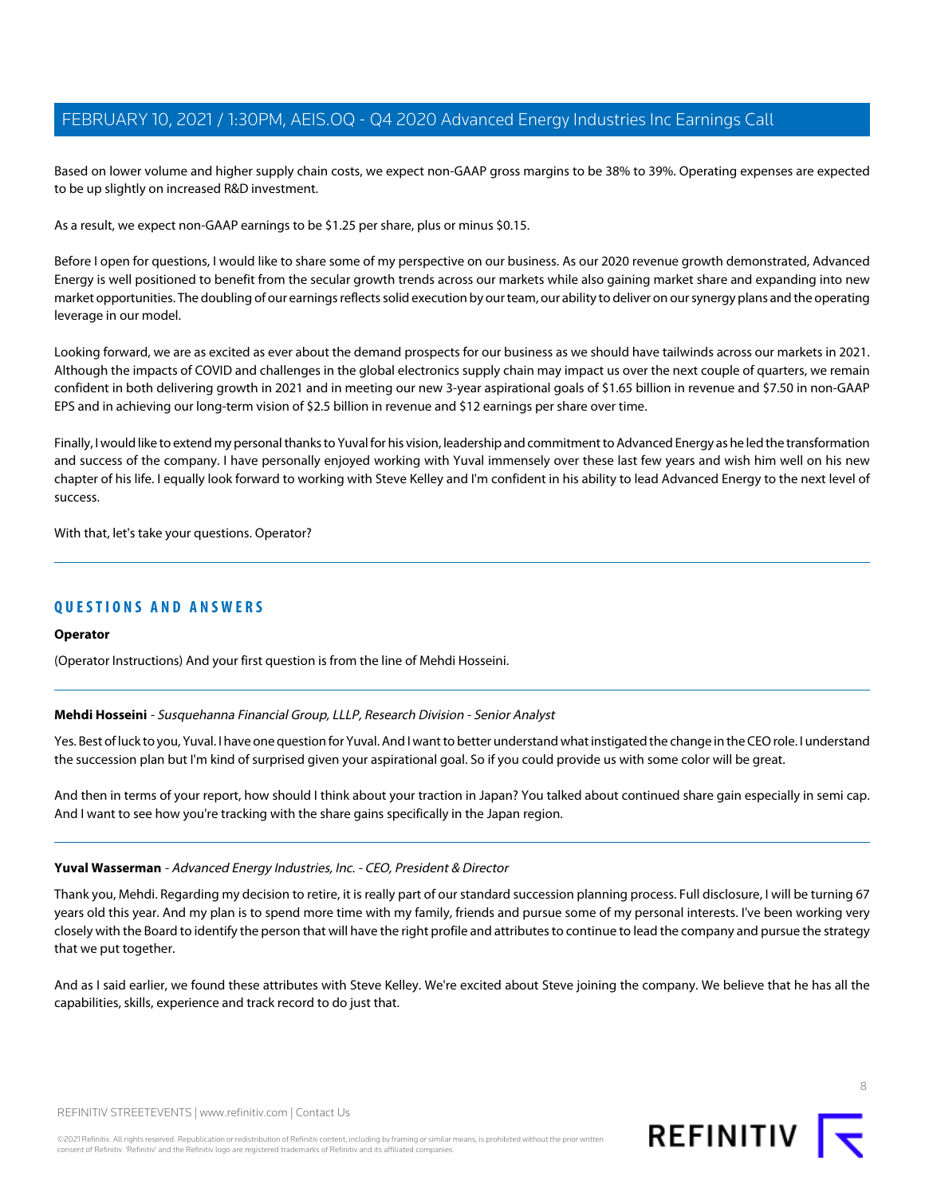Based on lower volume and higher supply chain costs, we expect non-GAAP gross margins to be 38% to 39%. Operating expenses are expected to be up slightly on increased R&D investment.

As a result, we expect non-GAAP earnings to be $1.25 per share, plus or minus $0.15.

Before I open for questions, I would like to share some of my perspective on our business. As our 2020 revenue growth demonstrated, Advanced Energy is well positioned to benefit from the secular growth trends across our markets while also gaining market share and expanding into new market opportunities. The doubling of our earnings reflects solid execution by our team, our ability to deliver on our synergy plans and the operating leverage in our model.

Looking forward, we are as excited as ever about the demand prospects for our business as we should have tailwinds across our markets in 2021. Although the impacts of COVID and challenges in the global electronics supply chain may impact us over the next couple of quarters, we remain confident in both delivering growth in 2021 and in meeting our new 3-year aspirational goals of $1.65 billion in revenue and $7.50 in non-GAAP EPS and in achieving our long-term vision of $2.5 billion in revenue and $12 earnings per share over time.

Finally, I would like to extend my personal thanks to Yuval for his vision, leadership and commitment to Advanced Energy as he led the transformation and success of the company. I have personally enjoyed working with Yuval immensely over these last few years and wish him well on his new chapter of his life. I equally look forward to working with Steve Kelley and I'm confident in his ability to lead Advanced Energy to the next level of success.

With that, let's take your questions. Operator?

---

## QUESTIONS AND ANSWERS

**Operator**

(Operator Instructions) And your first question is from the line of Mehdi Hosseini.

---

**Mehdi Hosseini** - *Susquehanna Financial Group, LLLP, Research Division - Senior Analyst*

Yes. Best of luck to you, Yuval. I have one question for Yuval. And I want to better understand what instigated the change in the CEO role. I understand the succession plan but I'm kind of surprised given your aspirational goal. So if you could provide us with some color will be great.

And then in terms of your report, how should I think about your traction in Japan? You talked about continued share gain especially in semi cap. And I want to see how you're tracking with the share gains specifically in the Japan region.

---

**Yuval Wasserman** - *Advanced Energy Industries, Inc. - CEO, President & Director*

Thank you, Mehdi. Regarding my decision to retire, it is really part of our standard succession planning process. Full disclosure, I will be turning 67 years old this year. And my plan is to spend more time with my family, friends and pursue some of my personal interests. I've been working very closely with the Board to identify the person that will have the right profile and attributes to continue to lead the company and pursue the strategy that we put together.

And as I said earlier, we found these attributes with Steve Kelley. We're excited about Steve joining the company. We believe that he has all the capabilities, skills, experience and track record to do just that.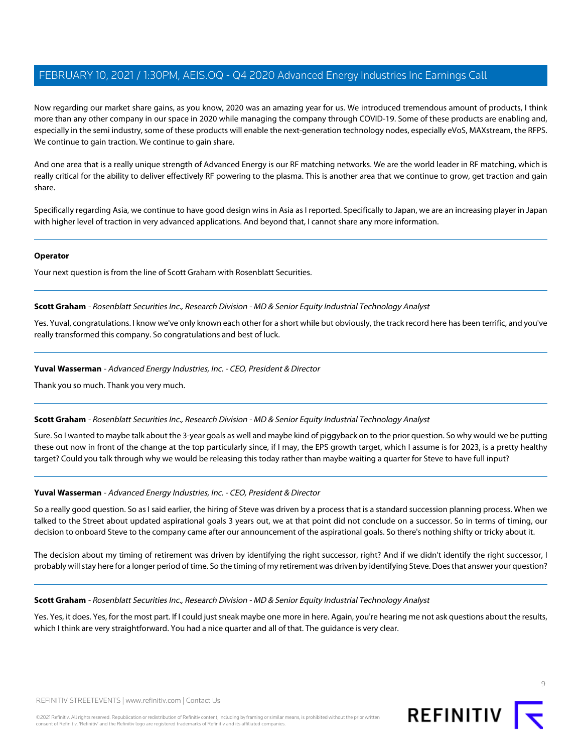Now regarding our market share gains, as you know, 2020 was an amazing year for us. We introduced tremendous amount of products, I think more than any other company in our space in 2020 while managing the company through COVID-19. Some of these products are enabling and, especially in the semi industry, some of these products will enable the next-generation technology nodes, especially eVoS, MAXstream, the RFPS. We continue to gain traction. We continue to gain share.

And one area that is a really unique strength of Advanced Energy is our RF matching networks. We are the world leader in RF matching, which is really critical for the ability to deliver effectively RF powering to the plasma. This is another area that we continue to grow, get traction and gain share.

Specifically regarding Asia, we continue to have good design wins in Asia as I reported. Specifically to Japan, we are an increasing player in Japan with higher level of traction in very advanced applications. And beyond that, I cannot share any more information.

---

**Operator**

Your next question is from the line of Scott Graham with Rosenblatt Securities.

---

**Scott Graham** - *Rosenblatt Securities Inc., Research Division - MD & Senior Equity Industrial Technology Analyst*

Yes. Yuval, congratulations. I know we've only known each other for a short while but obviously, the track record here has been terrific, and you've really transformed this company. So congratulations and best of luck.

---

**Yuval Wasserman** - *Advanced Energy Industries, Inc. - CEO, President & Director*

Thank you so much. Thank you very much.

---

**Scott Graham** - *Rosenblatt Securities Inc., Research Division - MD & Senior Equity Industrial Technology Analyst*

Sure. So I wanted to maybe talk about the 3-year goals as well and maybe kind of piggyback on to the prior question. So why would we be putting these out now in front of the change at the top particularly since, if I may, the EPS growth target, which I assume is for 2023, is a pretty healthy target? Could you talk through why we would be releasing this today rather than maybe waiting a quarter for Steve to have full input?

---

**Yuval Wasserman** - *Advanced Energy Industries, Inc. - CEO, President & Director*

So a really good question. So as I said earlier, the hiring of Steve was driven by a process that is a standard succession planning process. When we talked to the Street about updated aspirational goals 3 years out, we at that point did not conclude on a successor. So in terms of timing, our decision to onboard Steve to the company came after our announcement of the aspirational goals. So there's nothing shifty or tricky about it.

The decision about my timing of retirement was driven by identifying the right successor, right? And if we didn't identify the right successor, I probably will stay here for a longer period of time. So the timing of my retirement was driven by identifying Steve. Does that answer your question?

---

**Scott Graham** - *Rosenblatt Securities Inc., Research Division - MD & Senior Equity Industrial Technology Analyst*

Yes. Yes, it does. Yes, for the most part. If I could just sneak maybe one more in here. Again, you're hearing me not ask questions about the results, which I think are very straightforward. You had a nice quarter and all of that. The guidance is very clear.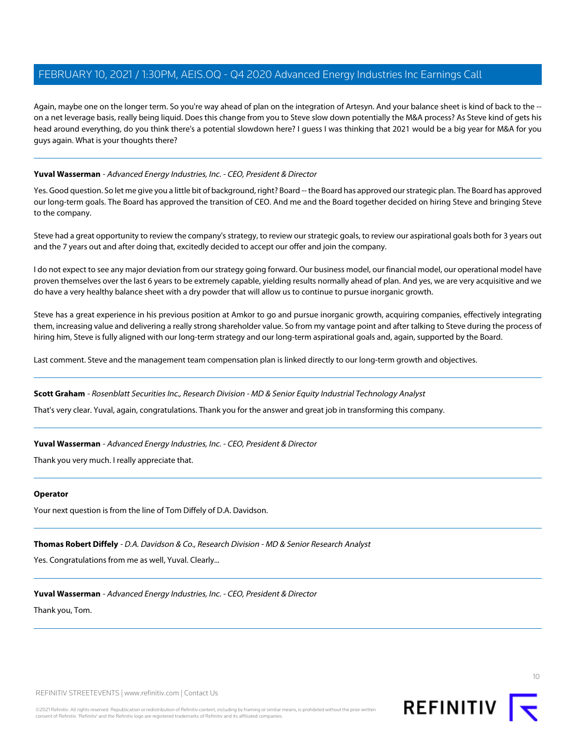Again, maybe one on the longer term. So you're way ahead of plan on the integration of Artesyn. And your balance sheet is kind of back to the -- on a net leverage basis, really being liquid. Does this change from you to Steve slow down potentially the M&A process? As Steve kind of gets his head around everything, do you think there's a potential slowdown here? I guess I was thinking that 2021 would be a big year for M&A for you guys again. What is your thoughts there?

---

**Yuval Wasserman** - *Advanced Energy Industries, Inc. - CEO, President & Director*

Yes. Good question. So let me give you a little bit of background, right? Board -- the Board has approved our strategic plan. The Board has approved our long-term goals. The Board has approved the transition of CEO. And me and the Board together decided on hiring Steve and bringing Steve to the company.

Steve had a great opportunity to review the company's strategy, to review our strategic goals, to review our aspirational goals both for 3 years out and the 7 years out and after doing that, excitedly decided to accept our offer and join the company.

I do not expect to see any major deviation from our strategy going forward. Our business model, our financial model, our operational model have proven themselves over the last 6 years to be extremely capable, yielding results normally ahead of plan. And yes, we are very acquisitive and we do have a very healthy balance sheet with a dry powder that will allow us to continue to pursue inorganic growth.

Steve has a great experience in his previous position at Amkor to go and pursue inorganic growth, acquiring companies, effectively integrating them, increasing value and delivering a really strong shareholder value. So from my vantage point and after talking to Steve during the process of hiring him, Steve is fully aligned with our long-term strategy and our long-term aspirational goals and, again, supported by the Board.

Last comment. Steve and the management team compensation plan is linked directly to our long-term growth and objectives.

---

**Scott Graham** - *Rosenblatt Securities Inc., Research Division - MD & Senior Equity Industrial Technology Analyst*

That's very clear. Yuval, again, congratulations. Thank you for the answer and great job in transforming this company.

---

**Yuval Wasserman** - *Advanced Energy Industries, Inc. - CEO, President & Director*

Thank you very much. I really appreciate that.

---

**Operator**

Your next question is from the line of Tom Diffely of D.A. Davidson.

---

**Thomas Robert Diffely** - *D.A. Davidson & Co., Research Division - MD & Senior Research Analyst*

Yes. Congratulations from me as well, Yuval. Clearly...

---

**Yuval Wasserman** - *Advanced Energy Industries, Inc. - CEO, President & Director*

Thank you, Tom.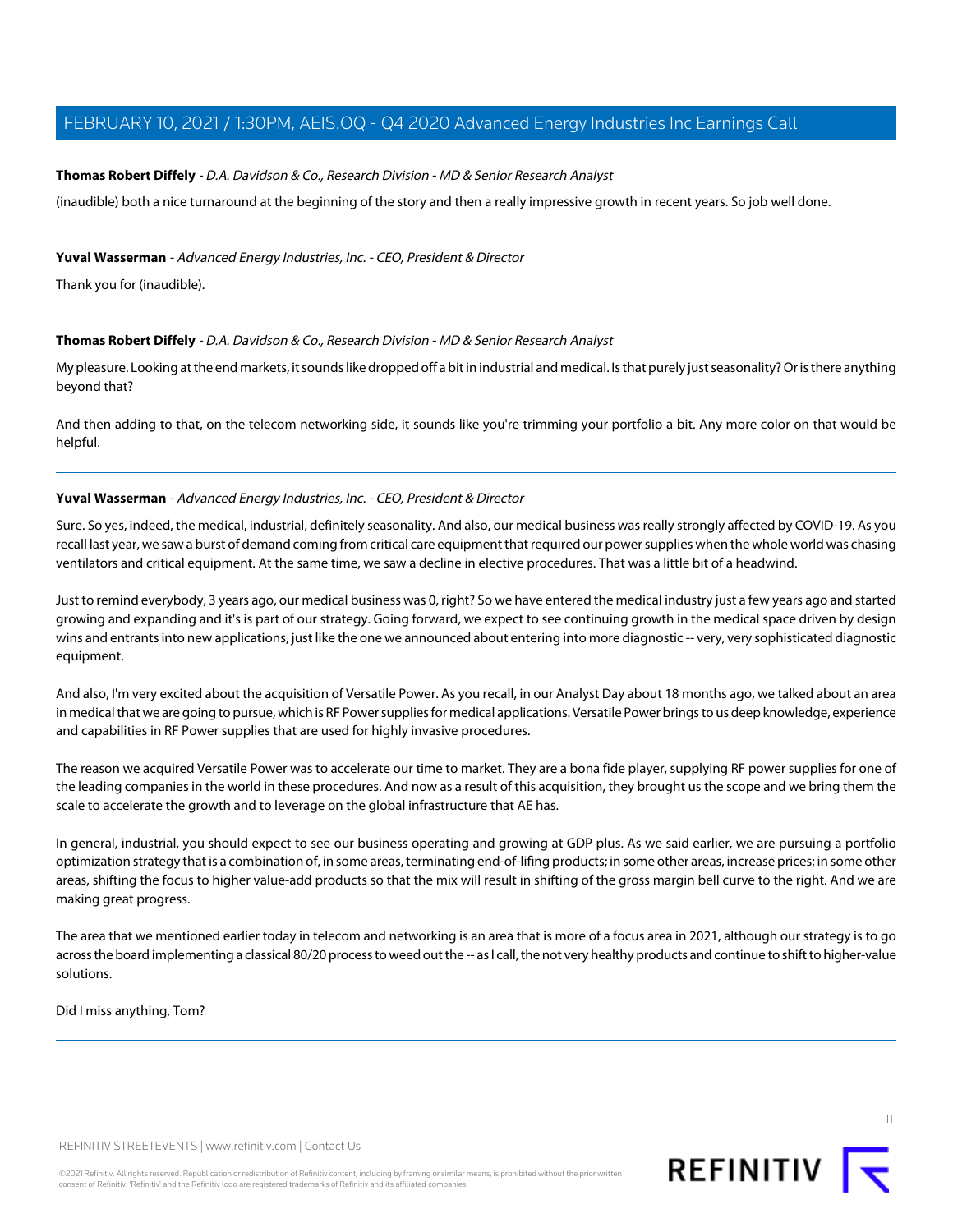**Thomas Robert Diffely** - *D.A. Davidson & Co., Research Division - MD & Senior Research Analyst*

(inaudible) both a nice turnaround at the beginning of the story and then a really impressive growth in recent years. So job well done.

---

**Yuval Wasserman** - *Advanced Energy Industries, Inc. - CEO, President & Director*

Thank you for (inaudible).

---

**Thomas Robert Diffely** - *D.A. Davidson & Co., Research Division - MD & Senior Research Analyst*

My pleasure. Looking at the end markets, it sounds like dropped off a bit in industrial and medical. Is that purely just seasonality? Or is there anything beyond that?

And then adding to that, on the telecom networking side, it sounds like you're trimming your portfolio a bit. Any more color on that would be helpful.

---

**Yuval Wasserman** - *Advanced Energy Industries, Inc. - CEO, President & Director*

Sure. So yes, indeed, the medical, industrial, definitely seasonality. And also, our medical business was really strongly affected by COVID-19. As you recall last year, we saw a burst of demand coming from critical care equipment that required our power supplies when the whole world was chasing ventilators and critical equipment. At the same time, we saw a decline in elective procedures. That was a little bit of a headwind.

Just to remind everybody, 3 years ago, our medical business was 0, right? So we have entered the medical industry just a few years ago and started growing and expanding and it's is part of our strategy. Going forward, we expect to see continuing growth in the medical space driven by design wins and entrants into new applications, just like the one we announced about entering into more diagnostic -- very, very sophisticated diagnostic equipment.

And also, I'm very excited about the acquisition of Versatile Power. As you recall, in our Analyst Day about 18 months ago, we talked about an area in medical that we are going to pursue, which is RF Power supplies for medical applications. Versatile Power brings to us deep knowledge, experience and capabilities in RF Power supplies that are used for highly invasive procedures.

The reason we acquired Versatile Power was to accelerate our time to market. They are a bona fide player, supplying RF power supplies for one of the leading companies in the world in these procedures. And now as a result of this acquisition, they brought us the scope and we bring them the scale to accelerate the growth and to leverage on the global infrastructure that AE has.

In general, industrial, you should expect to see our business operating and growing at GDP plus. As we said earlier, we are pursuing a portfolio optimization strategy that is a combination of, in some areas, terminating end-of-lifing products; in some other areas, increase prices; in some other areas, shifting the focus to higher value-add products so that the mix will result in shifting of the gross margin bell curve to the right. And we are making great progress.

The area that we mentioned earlier today in telecom and networking is an area that is more of a focus area in 2021, although our strategy is to go across the board implementing a classical 80/20 process to weed out the -- as I call, the not very healthy products and continue to shift to higher-value solutions.

Did I miss anything, Tom?

---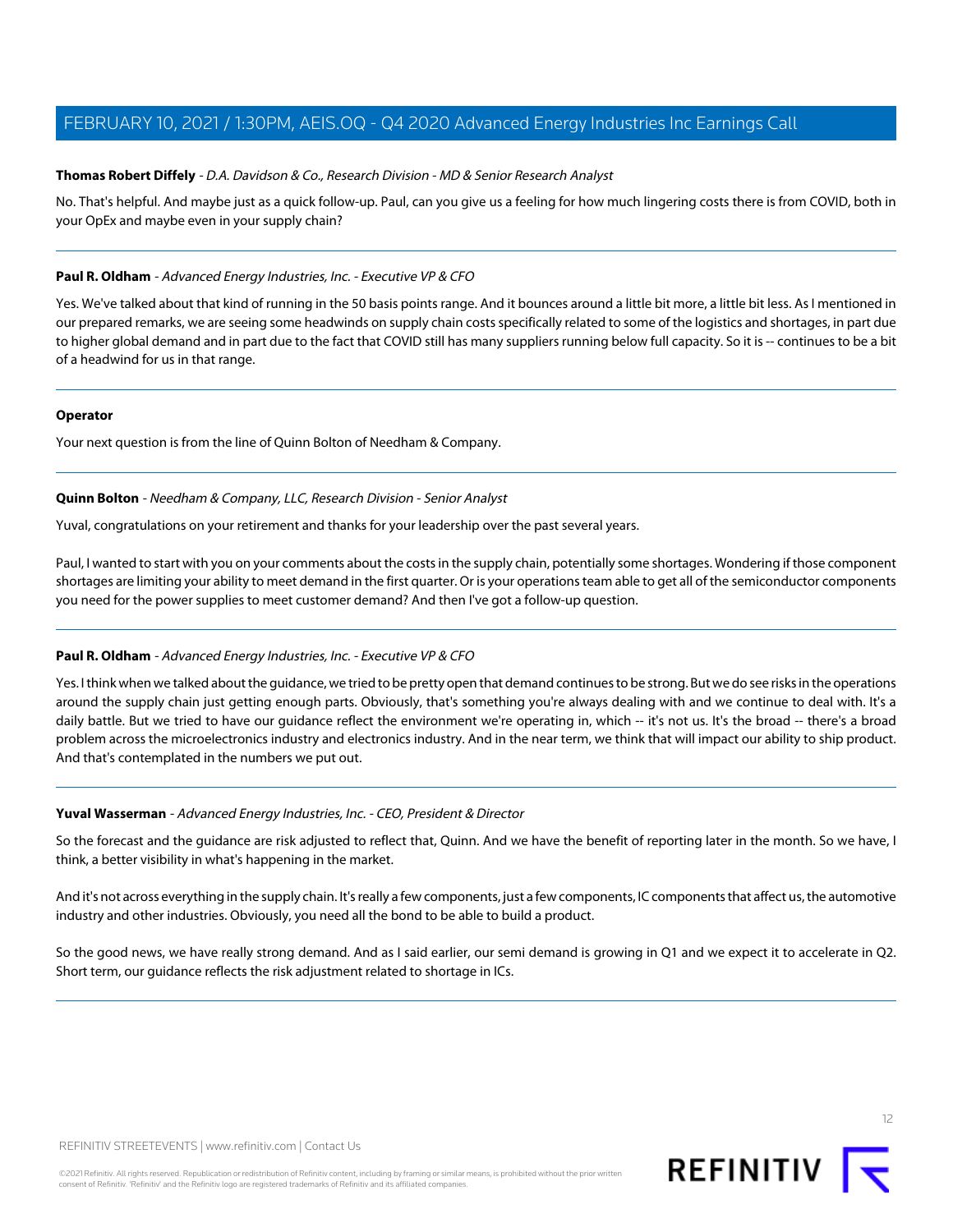**Thomas Robert Diffely** - *D.A. Davidson & Co., Research Division - MD & Senior Research Analyst*

No. That's helpful. And maybe just as a quick follow-up. Paul, can you give us a feeling for how much lingering costs there is from COVID, both in your OpEx and maybe even in your supply chain?

---

**Paul R. Oldham** - *Advanced Energy Industries, Inc. - Executive VP & CFO*

Yes. We've talked about that kind of running in the 50 basis points range. And it bounces around a little bit more, a little bit less. As I mentioned in our prepared remarks, we are seeing some headwinds on supply chain costs specifically related to some of the logistics and shortages, in part due to higher global demand and in part due to the fact that COVID still has many suppliers running below full capacity. So it is -- continues to be a bit of a headwind for us in that range.

---

**Operator**

Your next question is from the line of Quinn Bolton of Needham & Company.

---

**Quinn Bolton** - *Needham & Company, LLC, Research Division - Senior Analyst*

Yuval, congratulations on your retirement and thanks for your leadership over the past several years.

Paul, I wanted to start with you on your comments about the costs in the supply chain, potentially some shortages. Wondering if those component shortages are limiting your ability to meet demand in the first quarter. Or is your operations team able to get all of the semiconductor components you need for the power supplies to meet customer demand? And then I've got a follow-up question.

---

**Paul R. Oldham** - *Advanced Energy Industries, Inc. - Executive VP & CFO*

Yes. I think when we talked about the guidance, we tried to be pretty open that demand continues to be strong. But we do see risks in the operations around the supply chain just getting enough parts. Obviously, that's something you're always dealing with and we continue to deal with. It's a daily battle. But we tried to have our guidance reflect the environment we're operating in, which -- it's not us. It's the broad -- there's a broad problem across the microelectronics industry and electronics industry. And in the near term, we think that will impact our ability to ship product. And that's contemplated in the numbers we put out.

---

**Yuval Wasserman** - *Advanced Energy Industries, Inc. - CEO, President & Director*

So the forecast and the guidance are risk adjusted to reflect that, Quinn. And we have the benefit of reporting later in the month. So we have, I think, a better visibility in what's happening in the market.

And it's not across everything in the supply chain. It's really a few components, just a few components, IC components that affect us, the automotive industry and other industries. Obviously, you need all the bond to be able to build a product.

So the good news, we have really strong demand. And as I said earlier, our semi demand is growing in Q1 and we expect it to accelerate in Q2. Short term, our guidance reflects the risk adjustment related to shortage in ICs.

---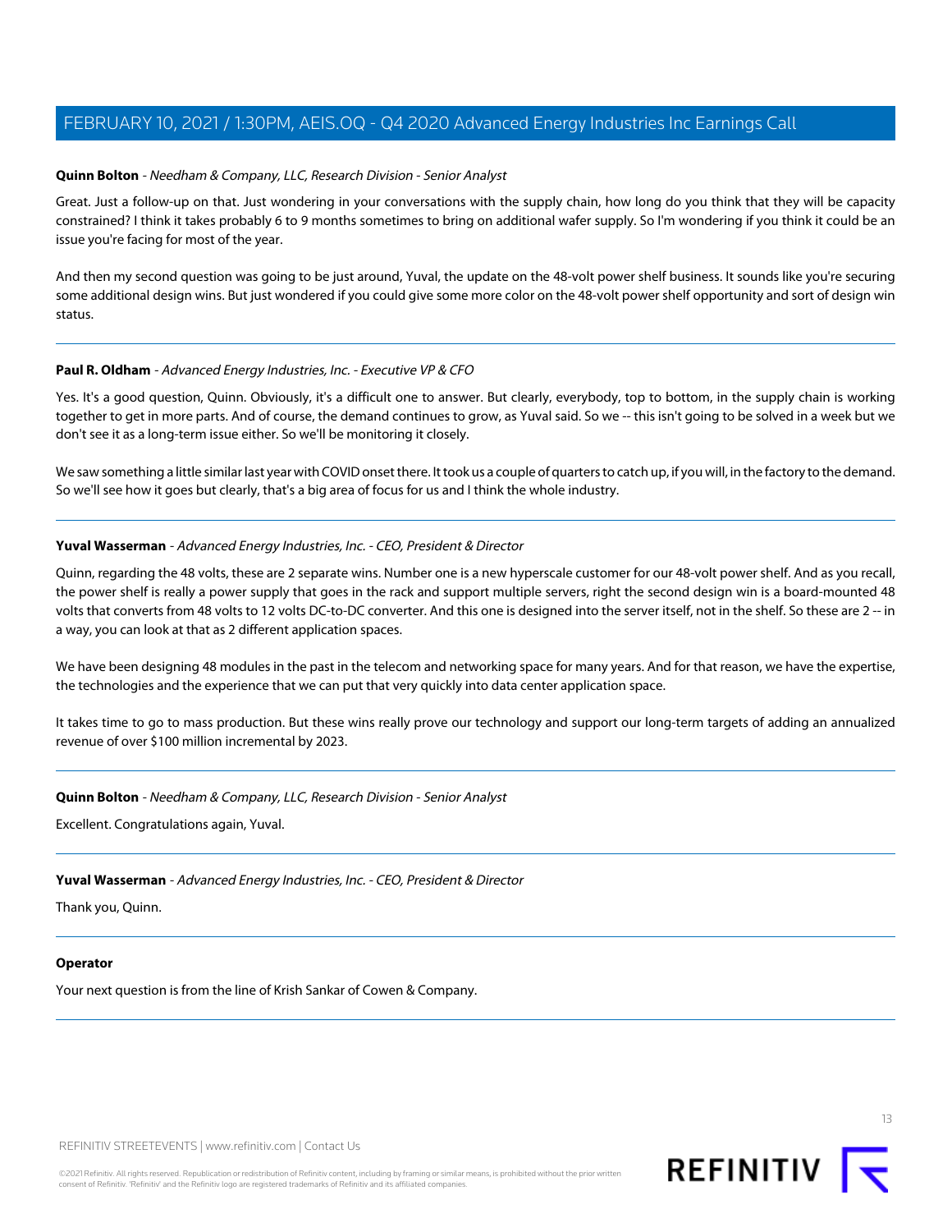**Quinn Bolton** - *Needham & Company, LLC, Research Division - Senior Analyst*

Great. Just a follow-up on that. Just wondering in your conversations with the supply chain, how long do you think that they will be capacity constrained? I think it takes probably 6 to 9 months sometimes to bring on additional wafer supply. So I'm wondering if you think it could be an issue you're facing for most of the year.

And then my second question was going to be just around, Yuval, the update on the 48-volt power shelf business. It sounds like you're securing some additional design wins. But just wondered if you could give some more color on the 48-volt power shelf opportunity and sort of design win status.

---

**Paul R. Oldham** - *Advanced Energy Industries, Inc. - Executive VP & CFO*

Yes. It's a good question, Quinn. Obviously, it's a difficult one to answer. But clearly, everybody, top to bottom, in the supply chain is working together to get in more parts. And of course, the demand continues to grow, as Yuval said. So we -- this isn't going to be solved in a week but we don't see it as a long-term issue either. So we'll be monitoring it closely.

We saw something a little similar last year with COVID onset there. It took us a couple of quarters to catch up, if you will, in the factory to the demand. So we'll see how it goes but clearly, that's a big area of focus for us and I think the whole industry.

---

**Yuval Wasserman** - *Advanced Energy Industries, Inc. - CEO, President & Director*

Quinn, regarding the 48 volts, these are 2 separate wins. Number one is a new hyperscale customer for our 48-volt power shelf. And as you recall, the power shelf is really a power supply that goes in the rack and support multiple servers, right the second design win is a board-mounted 48 volts that converts from 48 volts to 12 volts DC-to-DC converter. And this one is designed into the server itself, not in the shelf. So these are 2 -- in a way, you can look at that as 2 different application spaces.

We have been designing 48 modules in the past in the telecom and networking space for many years. And for that reason, we have the expertise, the technologies and the experience that we can put that very quickly into data center application space.

It takes time to go to mass production. But these wins really prove our technology and support our long-term targets of adding an annualized revenue of over $100 million incremental by 2023.

---

**Quinn Bolton** - *Needham & Company, LLC, Research Division - Senior Analyst*

Excellent. Congratulations again, Yuval.

---

**Yuval Wasserman** - *Advanced Energy Industries, Inc. - CEO, President & Director*

Thank you, Quinn.

---

**Operator**

Your next question is from the line of Krish Sankar of Cowen & Company.

---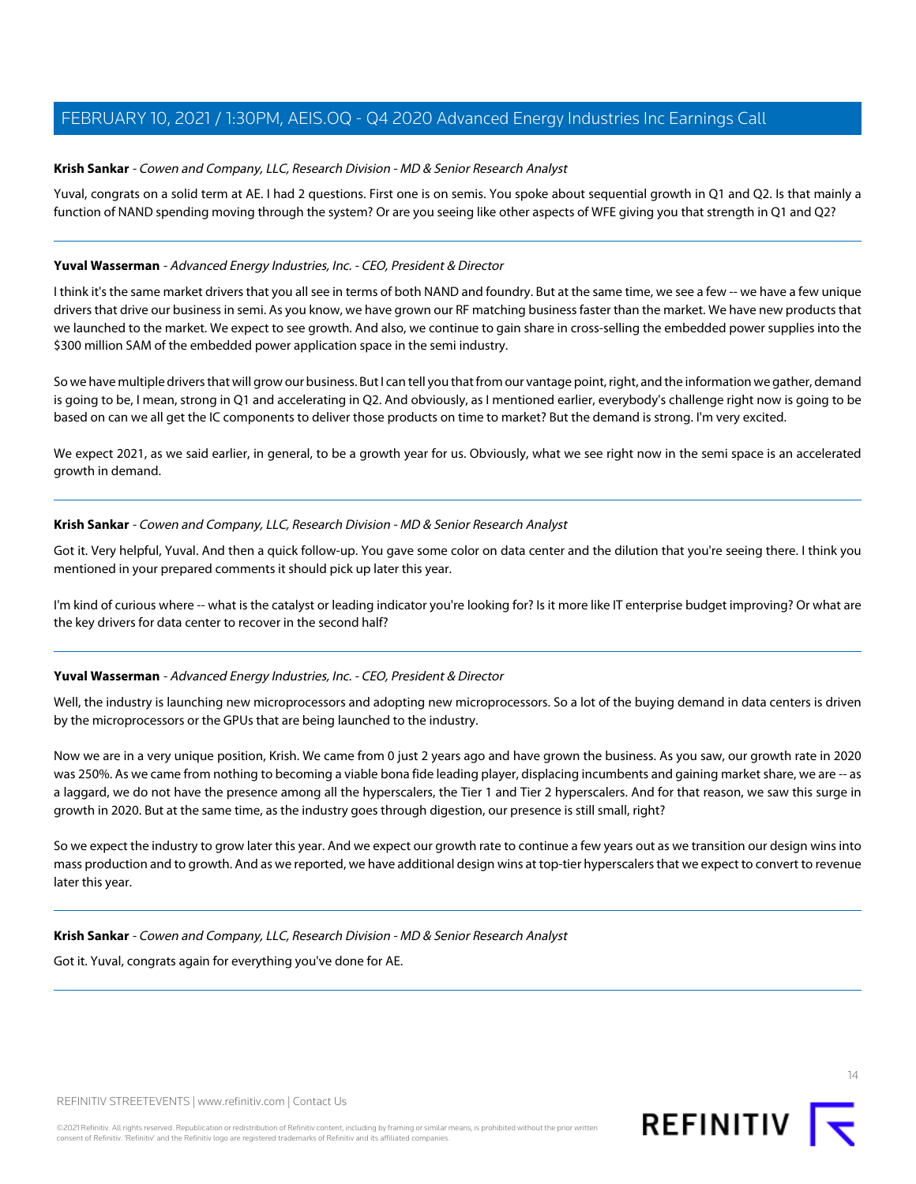**Krish Sankar** - *Cowen and Company, LLC, Research Division - MD & Senior Research Analyst*

Yuval, congrats on a solid term at AE. I had 2 questions. First one is on semis. You spoke about sequential growth in Q1 and Q2. Is that mainly a function of NAND spending moving through the system? Or are you seeing like other aspects of WFE giving you that strength in Q1 and Q2?

---

**Yuval Wasserman** - *Advanced Energy Industries, Inc. - CEO, President & Director*

I think it's the same market drivers that you all see in terms of both NAND and foundry. But at the same time, we see a few -- we have a few unique drivers that drive our business in semi. As you know, we have grown our RF matching business faster than the market. We have new products that we launched to the market. We expect to see growth. And also, we continue to gain share in cross-selling the embedded power supplies into the $300 million SAM of the embedded power application space in the semi industry.

So we have multiple drivers that will grow our business. But I can tell you that from our vantage point, right, and the information we gather, demand is going to be, I mean, strong in Q1 and accelerating in Q2. And obviously, as I mentioned earlier, everybody's challenge right now is going to be based on can we all get the IC components to deliver those products on time to market? But the demand is strong. I'm very excited.

We expect 2021, as we said earlier, in general, to be a growth year for us. Obviously, what we see right now in the semi space is an accelerated growth in demand.

---

**Krish Sankar** - *Cowen and Company, LLC, Research Division - MD & Senior Research Analyst*

Got it. Very helpful, Yuval. And then a quick follow-up. You gave some color on data center and the dilution that you're seeing there. I think you mentioned in your prepared comments it should pick up later this year.

I'm kind of curious where -- what is the catalyst or leading indicator you're looking for? Is it more like IT enterprise budget improving? Or what are the key drivers for data center to recover in the second half?

---

**Yuval Wasserman** - *Advanced Energy Industries, Inc. - CEO, President & Director*

Well, the industry is launching new microprocessors and adopting new microprocessors. So a lot of the buying demand in data centers is driven by the microprocessors or the GPUs that are being launched to the industry.

Now we are in a very unique position, Krish. We came from 0 just 2 years ago and have grown the business. As you saw, our growth rate in 2020 was 250%. As we came from nothing to becoming a viable bona fide leading player, displacing incumbents and gaining market share, we are -- as a laggard, we do not have the presence among all the hyperscalers, the Tier 1 and Tier 2 hyperscalers. And for that reason, we saw this surge in growth in 2020. But at the same time, as the industry goes through digestion, our presence is still small, right?

So we expect the industry to grow later this year. And we expect our growth rate to continue a few years out as we transition our design wins into mass production and to growth. And as we reported, we have additional design wins at top-tier hyperscalers that we expect to convert to revenue later this year.

---

**Krish Sankar** - *Cowen and Company, LLC, Research Division - MD & Senior Research Analyst*

Got it. Yuval, congrats again for everything you've done for AE.

---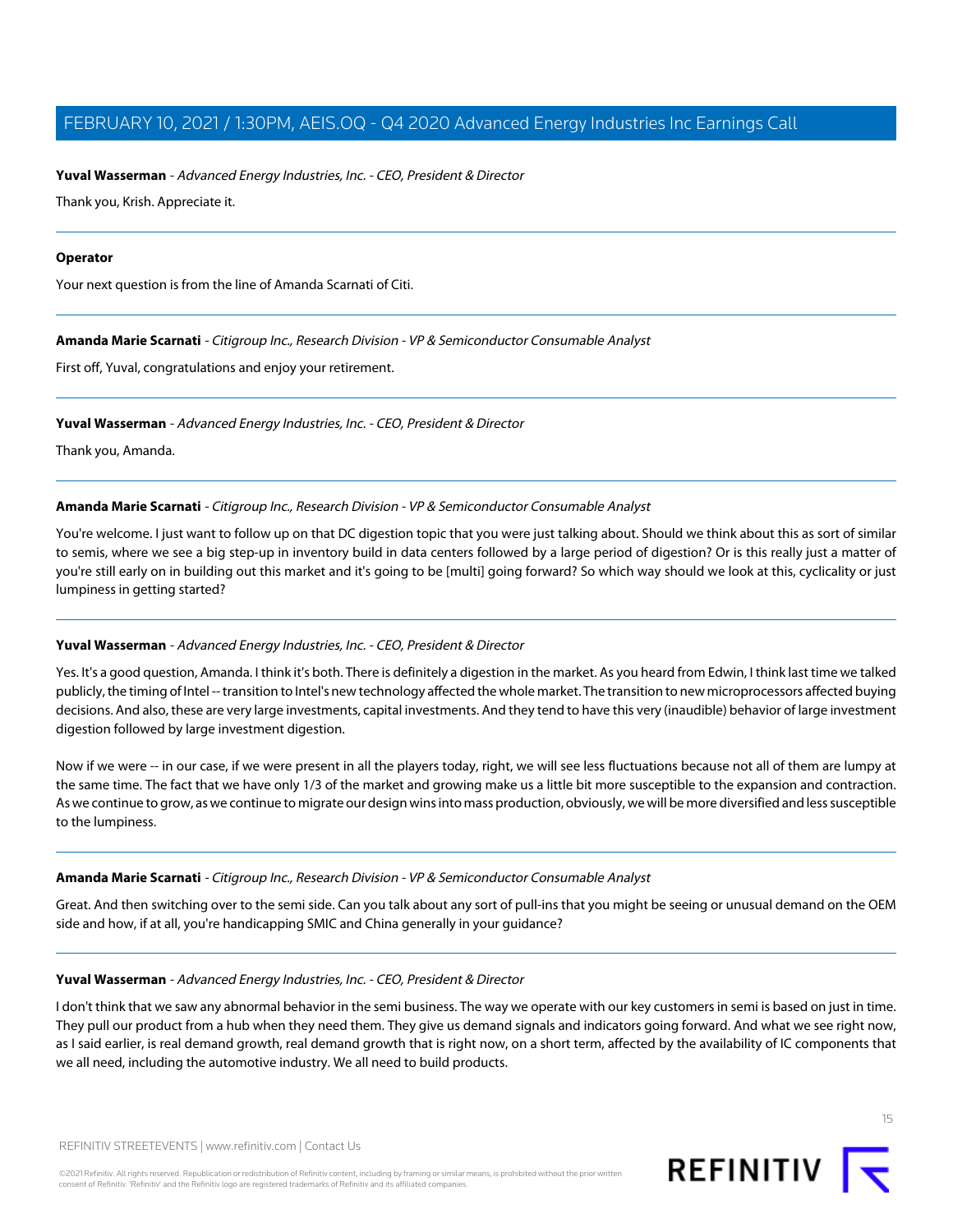**Yuval Wasserman** - *Advanced Energy Industries, Inc. - CEO, President & Director*

Thank you, Krish. Appreciate it.

---

**Operator**

Your next question is from the line of Amanda Scarnati of Citi.

---

**Amanda Marie Scarnati** - *Citigroup Inc., Research Division - VP & Semiconductor Consumable Analyst*

First off, Yuval, congratulations and enjoy your retirement.

---

**Yuval Wasserman** - *Advanced Energy Industries, Inc. - CEO, President & Director*

Thank you, Amanda.

---

**Amanda Marie Scarnati** - *Citigroup Inc., Research Division - VP & Semiconductor Consumable Analyst*

You're welcome. I just want to follow up on that DC digestion topic that you were just talking about. Should we think about this as sort of similar to semis, where we see a big step-up in inventory build in data centers followed by a large period of digestion? Or is this really just a matter of you're still early on in building out this market and it's going to be [multi] going forward? So which way should we look at this, cyclicality or just lumpiness in getting started?

---

**Yuval Wasserman** - *Advanced Energy Industries, Inc. - CEO, President & Director*

Yes. It's a good question, Amanda. I think it's both. There is definitely a digestion in the market. As you heard from Edwin, I think last time we talked publicly, the timing of Intel -- transition to Intel's new technology affected the whole market. The transition to new microprocessors affected buying decisions. And also, these are very large investments, capital investments. And they tend to have this very (inaudible) behavior of large investment digestion followed by large investment digestion.

Now if we were -- in our case, if we were present in all the players today, right, we will see less fluctuations because not all of them are lumpy at the same time. The fact that we have only 1/3 of the market and growing make us a little bit more susceptible to the expansion and contraction. As we continue to grow, as we continue to migrate our design wins into mass production, obviously, we will be more diversified and less susceptible to the lumpiness.

---

**Amanda Marie Scarnati** - *Citigroup Inc., Research Division - VP & Semiconductor Consumable Analyst*

Great. And then switching over to the semi side. Can you talk about any sort of pull-ins that you might be seeing or unusual demand on the OEM side and how, if at all, you're handicapping SMIC and China generally in your guidance?

---

**Yuval Wasserman** - *Advanced Energy Industries, Inc. - CEO, President & Director*

I don't think that we saw any abnormal behavior in the semi business. The way we operate with our key customers in semi is based on just in time. They pull our product from a hub when they need them. They give us demand signals and indicators going forward. And what we see right now, as I said earlier, is real demand growth, real demand growth that is right now, on a short term, affected by the availability of IC components that we all need, including the automotive industry. We all need to build products.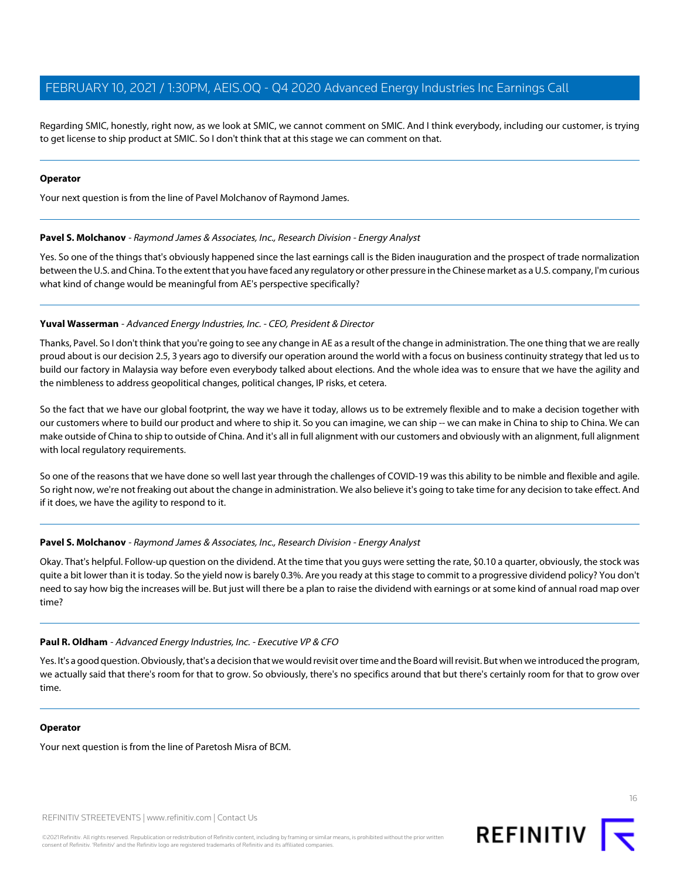Regarding SMIC, honestly, right now, as we look at SMIC, we cannot comment on SMIC. And I think everybody, including our customer, is trying to get license to ship product at SMIC. So I don't think that at this stage we can comment on that.

---

**Operator**

Your next question is from the line of Pavel Molchanov of Raymond James.

---

**Pavel S. Molchanov** - *Raymond James & Associates, Inc., Research Division - Energy Analyst*

Yes. So one of the things that's obviously happened since the last earnings call is the Biden inauguration and the prospect of trade normalization between the U.S. and China. To the extent that you have faced any regulatory or other pressure in the Chinese market as a U.S. company, I'm curious what kind of change would be meaningful from AE's perspective specifically?

---

**Yuval Wasserman** - *Advanced Energy Industries, Inc. - CEO, President & Director*

Thanks, Pavel. So I don't think that you're going to see any change in AE as a result of the change in administration. The one thing that we are really proud about is our decision 2.5, 3 years ago to diversify our operation around the world with a focus on business continuity strategy that led us to build our factory in Malaysia way before even everybody talked about elections. And the whole idea was to ensure that we have the agility and the nimbleness to address geopolitical changes, political changes, IP risks, et cetera.

So the fact that we have our global footprint, the way we have it today, allows us to be extremely flexible and to make a decision together with our customers where to build our product and where to ship it. So you can imagine, we can ship -- we can make in China to ship to China. We can make outside of China to ship to outside of China. And it's all in full alignment with our customers and obviously with an alignment, full alignment with local regulatory requirements.

So one of the reasons that we have done so well last year through the challenges of COVID-19 was this ability to be nimble and flexible and agile. So right now, we're not freaking out about the change in administration. We also believe it's going to take time for any decision to take effect. And if it does, we have the agility to respond to it.

---

**Pavel S. Molchanov** - *Raymond James & Associates, Inc., Research Division - Energy Analyst*

Okay. That's helpful. Follow-up question on the dividend. At the time that you guys were setting the rate, $0.10 a quarter, obviously, the stock was quite a bit lower than it is today. So the yield now is barely 0.3%. Are you ready at this stage to commit to a progressive dividend policy? You don't need to say how big the increases will be. But just will there be a plan to raise the dividend with earnings or at some kind of annual road map over time?

---

**Paul R. Oldham** - *Advanced Energy Industries, Inc. - Executive VP & CFO*

Yes. It's a good question. Obviously, that's a decision that we would revisit over time and the Board will revisit. But when we introduced the program, we actually said that there's room for that to grow. So obviously, there's no specifics around that but there's certainly room for that to grow over time.

---

**Operator**

Your next question is from the line of Paretosh Misra of BCM.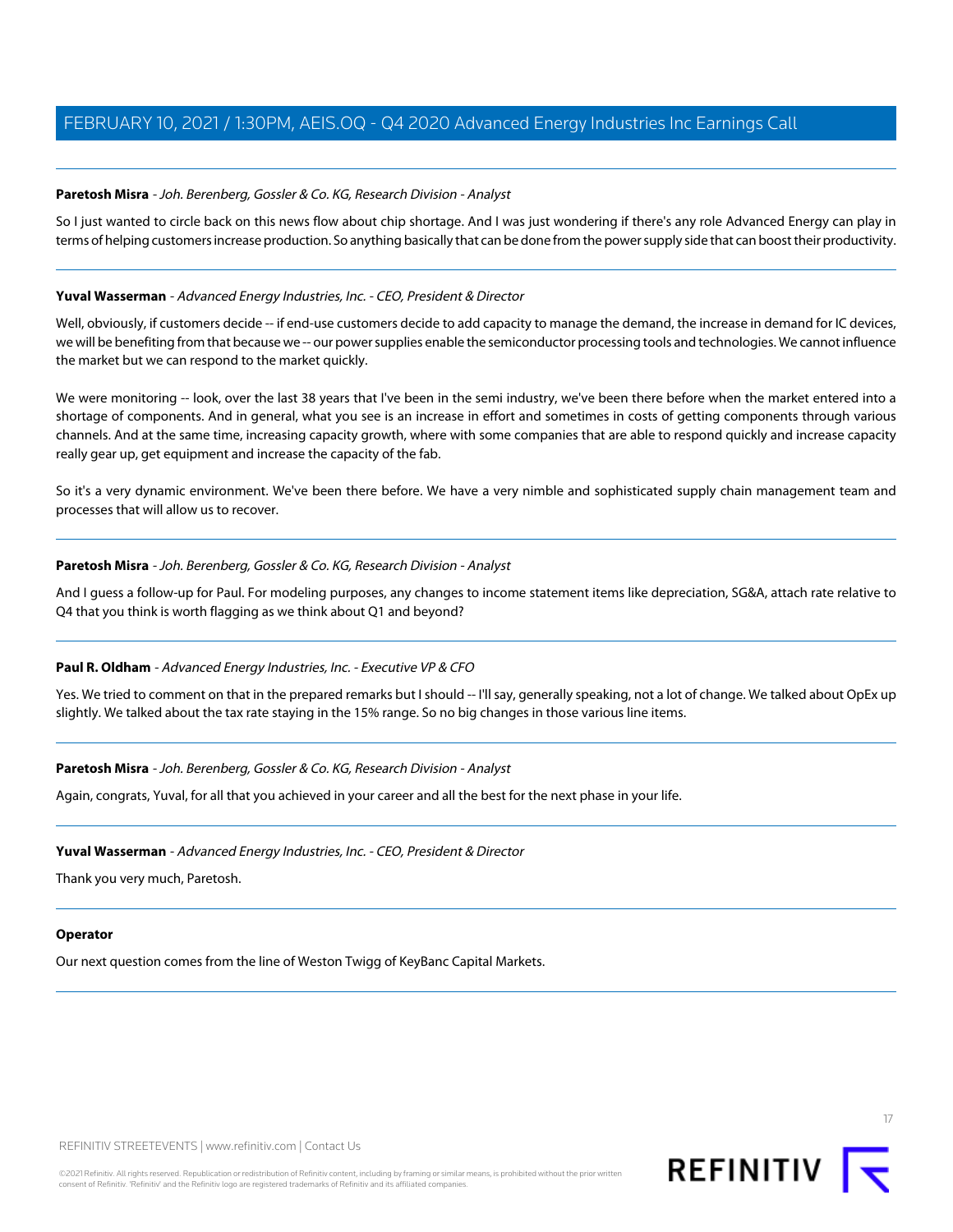**Paretosh Misra** - *Joh. Berenberg, Gossler & Co. KG, Research Division - Analyst*

So I just wanted to circle back on this news flow about chip shortage. And I was just wondering if there's any role Advanced Energy can play in terms of helping customers increase production. So anything basically that can be done from the power supply side that can boost their productivity.

---

**Yuval Wasserman** - *Advanced Energy Industries, Inc. - CEO, President & Director*

Well, obviously, if customers decide -- if end-use customers decide to add capacity to manage the demand, the increase in demand for IC devices, we will be benefiting from that because we -- our power supplies enable the semiconductor processing tools and technologies. We cannot influence the market but we can respond to the market quickly.

We were monitoring -- look, over the last 38 years that I've been in the semi industry, we've been there before when the market entered into a shortage of components. And in general, what you see is an increase in effort and sometimes in costs of getting components through various channels. And at the same time, increasing capacity growth, where with some companies that are able to respond quickly and increase capacity really gear up, get equipment and increase the capacity of the fab.

So it's a very dynamic environment. We've been there before. We have a very nimble and sophisticated supply chain management team and processes that will allow us to recover.

---

**Paretosh Misra** - *Joh. Berenberg, Gossler & Co. KG, Research Division - Analyst*

And I guess a follow-up for Paul. For modeling purposes, any changes to income statement items like depreciation, SG&A, attach rate relative to Q4 that you think is worth flagging as we think about Q1 and beyond?

---

**Paul R. Oldham** - *Advanced Energy Industries, Inc. - Executive VP & CFO*

Yes. We tried to comment on that in the prepared remarks but I should -- I'll say, generally speaking, not a lot of change. We talked about OpEx up slightly. We talked about the tax rate staying in the 15% range. So no big changes in those various line items.

---

**Paretosh Misra** - *Joh. Berenberg, Gossler & Co. KG, Research Division - Analyst*

Again, congrats, Yuval, for all that you achieved in your career and all the best for the next phase in your life.

---

**Yuval Wasserman** - *Advanced Energy Industries, Inc. - CEO, President & Director*

Thank you very much, Paretosh.

---

**Operator**

Our next question comes from the line of Weston Twigg of KeyBanc Capital Markets.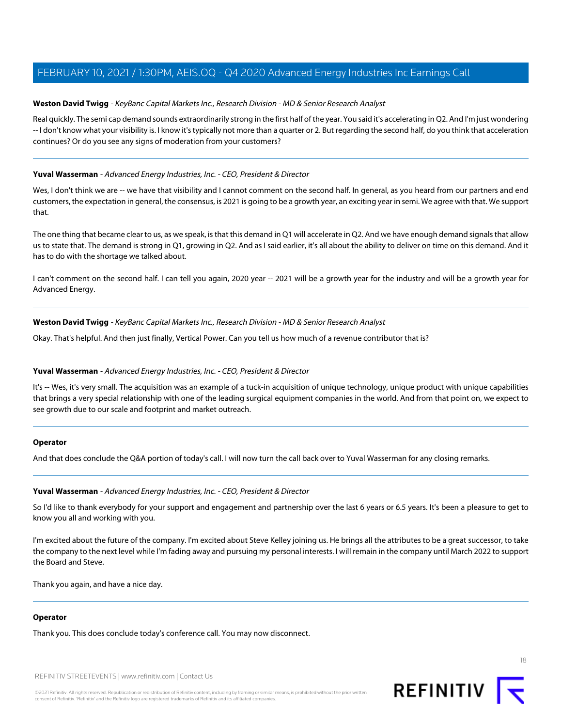**Weston David Twigg** - *KeyBanc Capital Markets Inc., Research Division - MD & Senior Research Analyst*

Real quickly. The semi cap demand sounds extraordinarily strong in the first half of the year. You said it's accelerating in Q2. And I'm just wondering -- I don't know what your visibility is. I know it's typically not more than a quarter or 2. But regarding the second half, do you think that acceleration continues? Or do you see any signs of moderation from your customers?

---

**Yuval Wasserman** - *Advanced Energy Industries, Inc. - CEO, President & Director*

Wes, I don't think we are -- we have that visibility and I cannot comment on the second half. In general, as you heard from our partners and end customers, the expectation in general, the consensus, is 2021 is going to be a growth year, an exciting year in semi. We agree with that. We support that.

The one thing that became clear to us, as we speak, is that this demand in Q1 will accelerate in Q2. And we have enough demand signals that allow us to state that. The demand is strong in Q1, growing in Q2. And as I said earlier, it's all about the ability to deliver on time on this demand. And it has to do with the shortage we talked about.

I can't comment on the second half. I can tell you again, 2020 year -- 2021 will be a growth year for the industry and will be a growth year for Advanced Energy.

---

**Weston David Twigg** - *KeyBanc Capital Markets Inc., Research Division - MD & Senior Research Analyst*

Okay. That's helpful. And then just finally, Vertical Power. Can you tell us how much of a revenue contributor that is?

---

**Yuval Wasserman** - *Advanced Energy Industries, Inc. - CEO, President & Director*

It's -- Wes, it's very small. The acquisition was an example of a tuck-in acquisition of unique technology, unique product with unique capabilities that brings a very special relationship with one of the leading surgical equipment companies in the world. And from that point on, we expect to see growth due to our scale and footprint and market outreach.

---

**Operator**

And that does conclude the Q&A portion of today's call. I will now turn the call back over to Yuval Wasserman for any closing remarks.

---

**Yuval Wasserman** - *Advanced Energy Industries, Inc. - CEO, President & Director*

So I'd like to thank everybody for your support and engagement and partnership over the last 6 years or 6.5 years. It's been a pleasure to get to know you all and working with you.

I'm excited about the future of the company. I'm excited about Steve Kelley joining us. He brings all the attributes to be a great successor, to take the company to the next level while I'm fading away and pursuing my personal interests. I will remain in the company until March 2022 to support the Board and Steve.

Thank you again, and have a nice day.

---

**Operator**

Thank you. This does conclude today's conference call. You may now disconnect.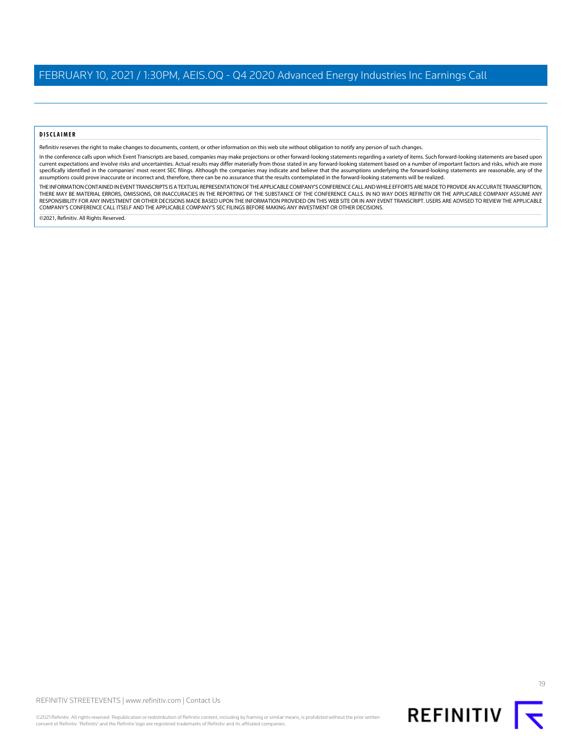## DISCLAIMER

Refinitiv reserves the right to make changes to documents, content, or other information on this web site without obligation to notify any person of such changes.

In the conference calls upon which Event Transcripts are based, companies may make projections or other forward-looking statements regarding a variety of items. Such forward-looking statements are based upon current expectations and involve risks and uncertainties. Actual results may differ materially from those stated in any forward-looking statement based on a number of important factors and risks, which are more specifically identified in the companies' most recent SEC filings. Although the companies may indicate and believe that the assumptions underlying the forward-looking statements are reasonable, any of the assumptions could prove inaccurate or incorrect and, therefore, there can be no assurance that the results contemplated in the forward-looking statements will be realized.

THE INFORMATION CONTAINED IN EVENT TRANSCRIPTS IS A TEXTUAL REPRESENTATION OF THE APPLICABLE COMPANY'S CONFERENCE CALL AND WHILE EFFORTS ARE MADE TO PROVIDE AN ACCURATE TRANSCRIPTION, THERE MAY BE MATERIAL ERRORS, OMISSIONS, OR INACCURACIES IN THE REPORTING OF THE SUBSTANCE OF THE CONFERENCE CALLS. IN NO WAY DOES REFINITIV OR THE APPLICABLE COMPANY ASSUME ANY RESPONSIBILITY FOR ANY INVESTMENT OR OTHER DECISIONS MADE BASED UPON THE INFORMATION PROVIDED ON THIS WEB SITE OR IN ANY EVENT TRANSCRIPT. USERS ARE ADVISED TO REVIEW THE APPLICABLE COMPANY'S CONFERENCE CALL ITSELF AND THE APPLICABLE COMPANY'S SEC FILINGS BEFORE MAKING ANY INVESTMENT OR OTHER DECISIONS.

©2021, Refinitiv. All Rights Reserved.